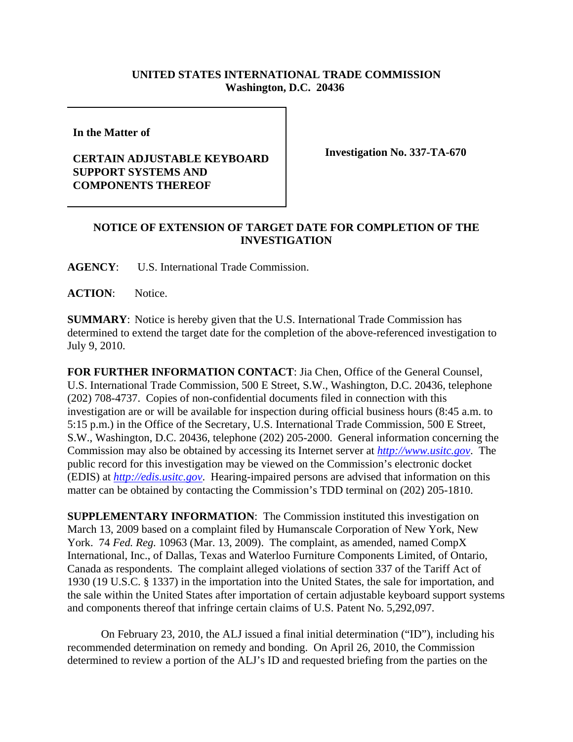**UNITED STATES INTERNATIONAL TRADE COMMISSION**
**Washington, D.C. 20436**

| | |
|---|---|
| **In the Matter of**<br><br>**CERTAIN ADJUSTABLE KEYBOARD SUPPORT SYSTEMS AND COMPONENTS THEREOF** | **Investigation No. 337-TA-670** |

**NOTICE OF EXTENSION OF TARGET DATE FOR COMPLETION OF THE INVESTIGATION**

**AGENCY**: U.S. International Trade Commission.

**ACTION**: Notice.

**SUMMARY**: Notice is hereby given that the U.S. International Trade Commission has determined to extend the target date for the completion of the above-referenced investigation to July 9, 2010.

**FOR FURTHER INFORMATION CONTACT**: Jia Chen, Office of the General Counsel, U.S. International Trade Commission, 500 E Street, S.W., Washington, D.C. 20436, telephone (202) 708-4737. Copies of non-confidential documents filed in connection with this investigation are or will be available for inspection during official business hours (8:45 a.m. to 5:15 p.m.) in the Office of the Secretary, U.S. International Trade Commission, 500 E Street, S.W., Washington, D.C. 20436, telephone (202) 205-2000. General information concerning the Commission may also be obtained by accessing its Internet server at *http://www.usitc.gov*. The public record for this investigation may be viewed on the Commission's electronic docket (EDIS) at *http://edis.usitc.gov*. Hearing-impaired persons are advised that information on this matter can be obtained by contacting the Commission's TDD terminal on (202) 205-1810.

**SUPPLEMENTARY INFORMATION**: The Commission instituted this investigation on March 13, 2009 based on a complaint filed by Humanscale Corporation of New York, New York. 74 *Fed. Reg.* 10963 (Mar. 13, 2009). The complaint, as amended, named CompX International, Inc., of Dallas, Texas and Waterloo Furniture Components Limited, of Ontario, Canada as respondents. The complaint alleged violations of section 337 of the Tariff Act of 1930 (19 U.S.C. § 1337) in the importation into the United States, the sale for importation, and the sale within the United States after importation of certain adjustable keyboard support systems and components thereof that infringe certain claims of U.S. Patent No. 5,292,097.

On February 23, 2010, the ALJ issued a final initial determination ("ID"), including his recommended determination on remedy and bonding. On April 26, 2010, the Commission determined to review a portion of the ALJ's ID and requested briefing from the parties on the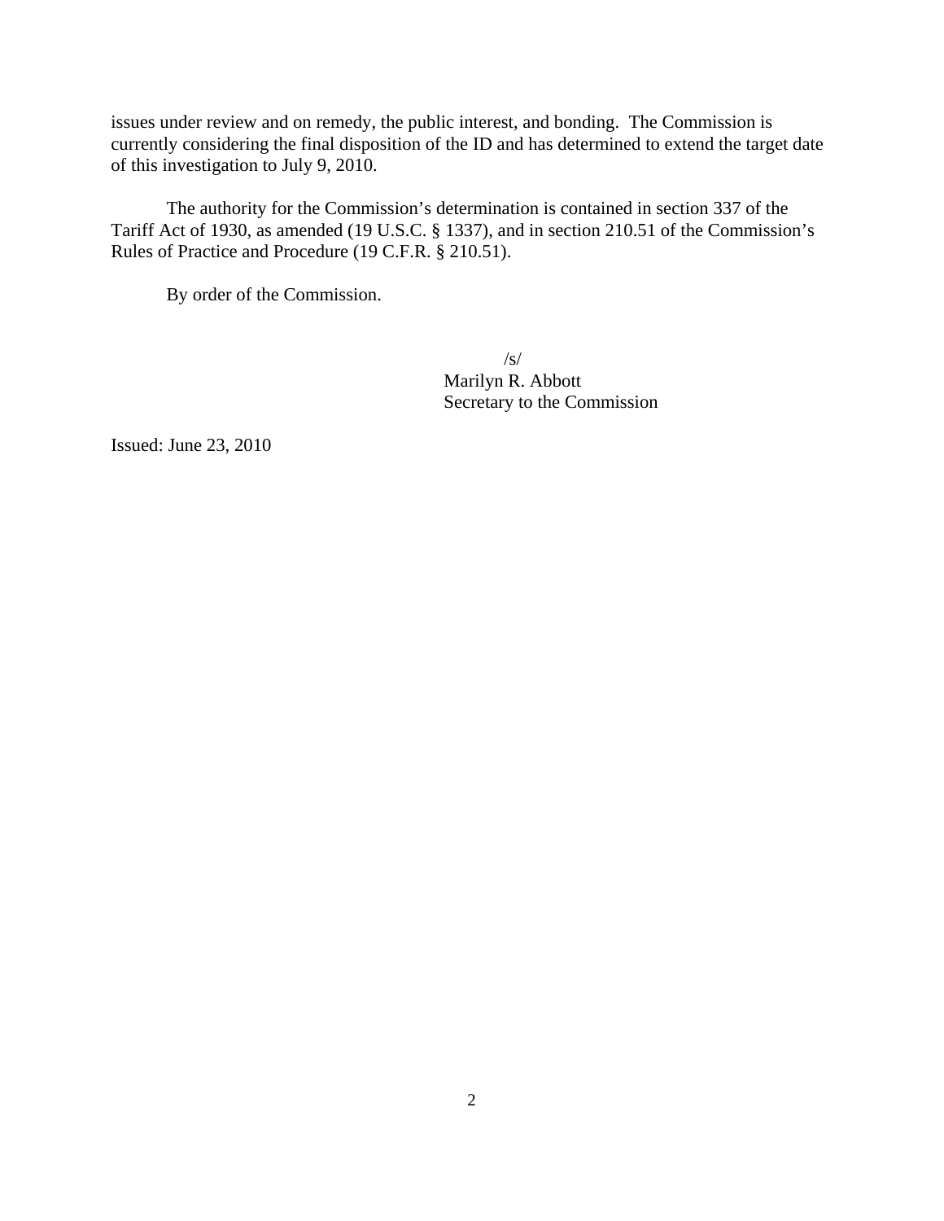issues under review and on remedy, the public interest, and bonding. The Commission is currently considering the final disposition of the ID and has determined to extend the target date of this investigation to July 9, 2010.

The authority for the Commission's determination is contained in section 337 of the Tariff Act of 1930, as amended (19 U.S.C. § 1337), and in section 210.51 of the Commission's Rules of Practice and Procedure (19 C.F.R. § 210.51).

By order of the Commission.

/s/
Marilyn R. Abbott
Secretary to the Commission

Issued: June 23, 2010